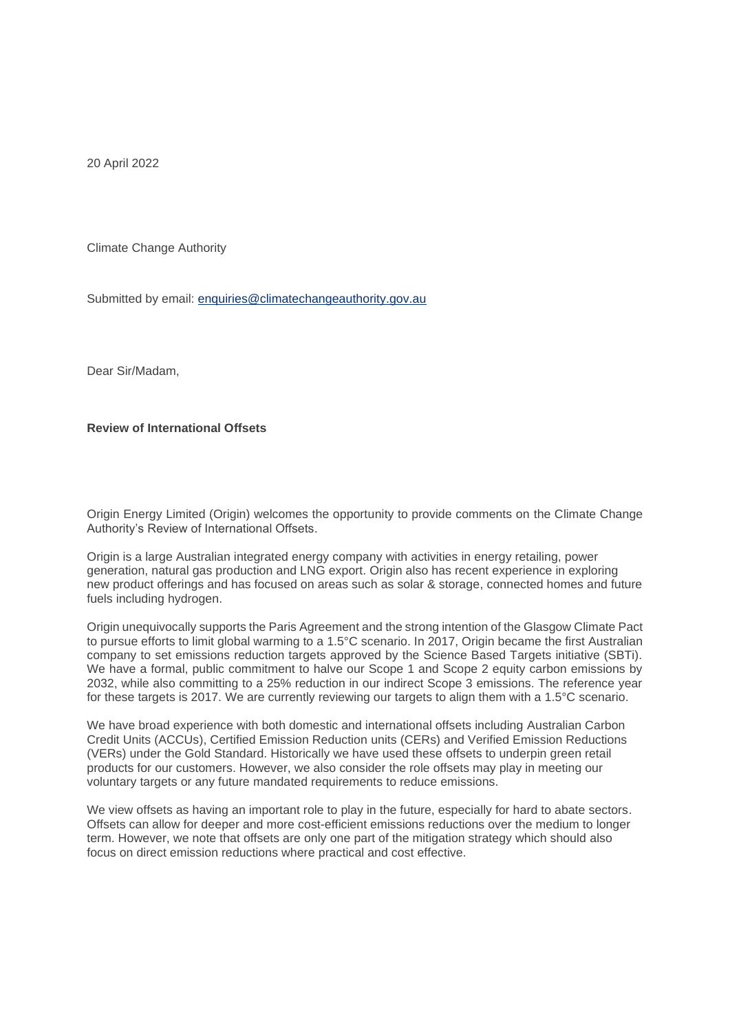20 April 2022

Climate Change Authority

Submitted by email: [enquiries@climatechangeauthority.gov.au](mailto:enquiries@climatechangeauthority.gov.au)

Dear Sir/Madam,

**Review of International Offsets**

Origin Energy Limited (Origin) welcomes the opportunity to provide comments on the Climate Change Authority's Review of International Offsets.

Origin is a large Australian integrated energy company with activities in energy retailing, power generation, natural gas production and LNG export. Origin also has recent experience in exploring new product offerings and has focused on areas such as solar & storage, connected homes and future fuels including hydrogen.

Origin unequivocally supports the Paris Agreement and the strong intention of the Glasgow Climate Pact to pursue efforts to limit global warming to a 1.5°C scenario. In 2017, Origin became the first Australian company to set emissions reduction targets approved by the Science Based Targets initiative (SBTi). We have a formal, public commitment to halve our Scope 1 and Scope 2 equity carbon emissions by 2032, while also committing to a 25% reduction in our indirect Scope 3 emissions. The reference year for these targets is 2017. We are currently reviewing our targets to align them with a 1.5°C scenario.

We have broad experience with both domestic and international offsets including Australian Carbon Credit Units (ACCUs), Certified Emission Reduction units (CERs) and Verified Emission Reductions (VERs) under the Gold Standard. Historically we have used these offsets to underpin green retail products for our customers. However, we also consider the role offsets may play in meeting our voluntary targets or any future mandated requirements to reduce emissions.

We view offsets as having an important role to play in the future, especially for hard to abate sectors. Offsets can allow for deeper and more cost-efficient emissions reductions over the medium to longer term. However, we note that offsets are only one part of the mitigation strategy which should also focus on direct emission reductions where practical and cost effective.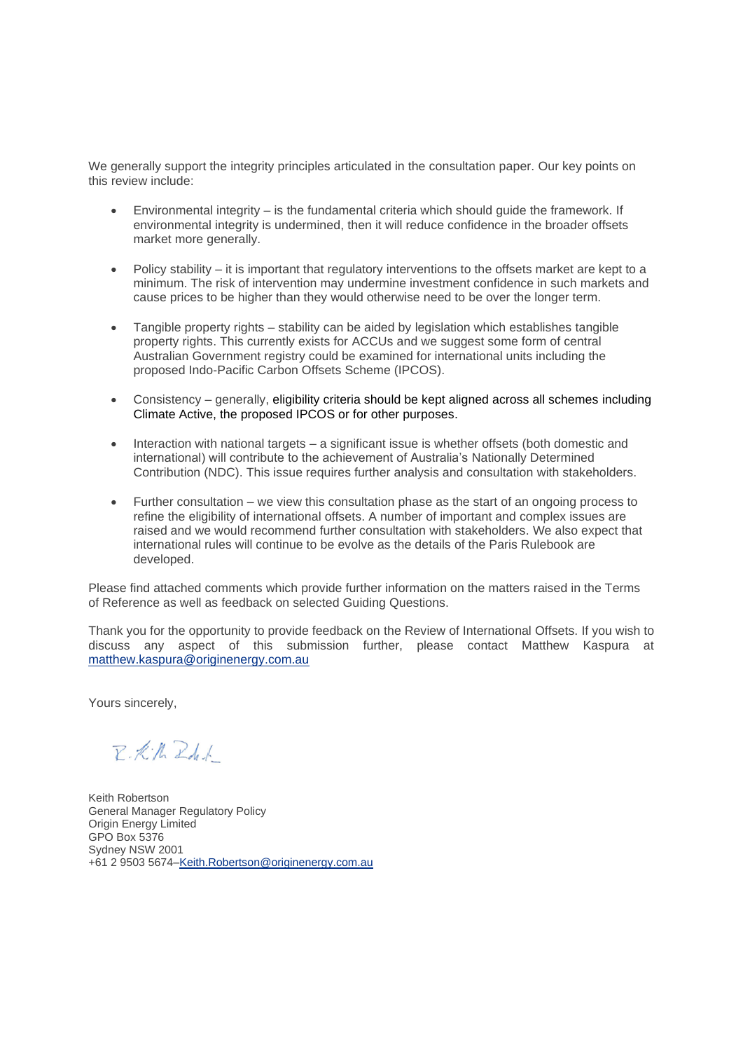We generally support the integrity principles articulated in the consultation paper. Our key points on this review include:

- Environmental integrity – is the fundamental criteria which should guide the framework. If environmental integrity is undermined, then it will reduce confidence in the broader offsets market more generally.

- Policy stability – it is important that regulatory interventions to the offsets market are kept to a minimum. The risk of intervention may undermine investment confidence in such markets and cause prices to be higher than they would otherwise need to be over the longer term.

- Tangible property rights – stability can be aided by legislation which establishes tangible property rights. This currently exists for ACCUs and we suggest some form of central Australian Government registry could be examined for international units including the proposed Indo-Pacific Carbon Offsets Scheme (IPCOS).

- Consistency – generally, eligibility criteria should be kept aligned across all schemes including Climate Active, the proposed IPCOS or for other purposes.

- Interaction with national targets – a significant issue is whether offsets (both domestic and international) will contribute to the achievement of Australia's Nationally Determined Contribution (NDC). This issue requires further analysis and consultation with stakeholders.

- Further consultation – we view this consultation phase as the start of an ongoing process to refine the eligibility of international offsets. A number of important and complex issues are raised and we would recommend further consultation with stakeholders. We also expect that international rules will continue to be evolve as the details of the Paris Rulebook are developed.

Please find attached comments which provide further information on the matters raised in the Terms of Reference as well as feedback on selected Guiding Questions.

Thank you for the opportunity to provide feedback on the Review of International Offsets. If you wish to discuss any aspect of this submission further, please contact Matthew Kaspura at matthew.kaspura@originenergy.com.au

Yours sincerely,

Keith Robertson
General Manager Regulatory Policy
Origin Energy Limited
GPO Box 5376
Sydney NSW 2001
+61 2 9503 5674–Keith.Robertson@originenergy.com.au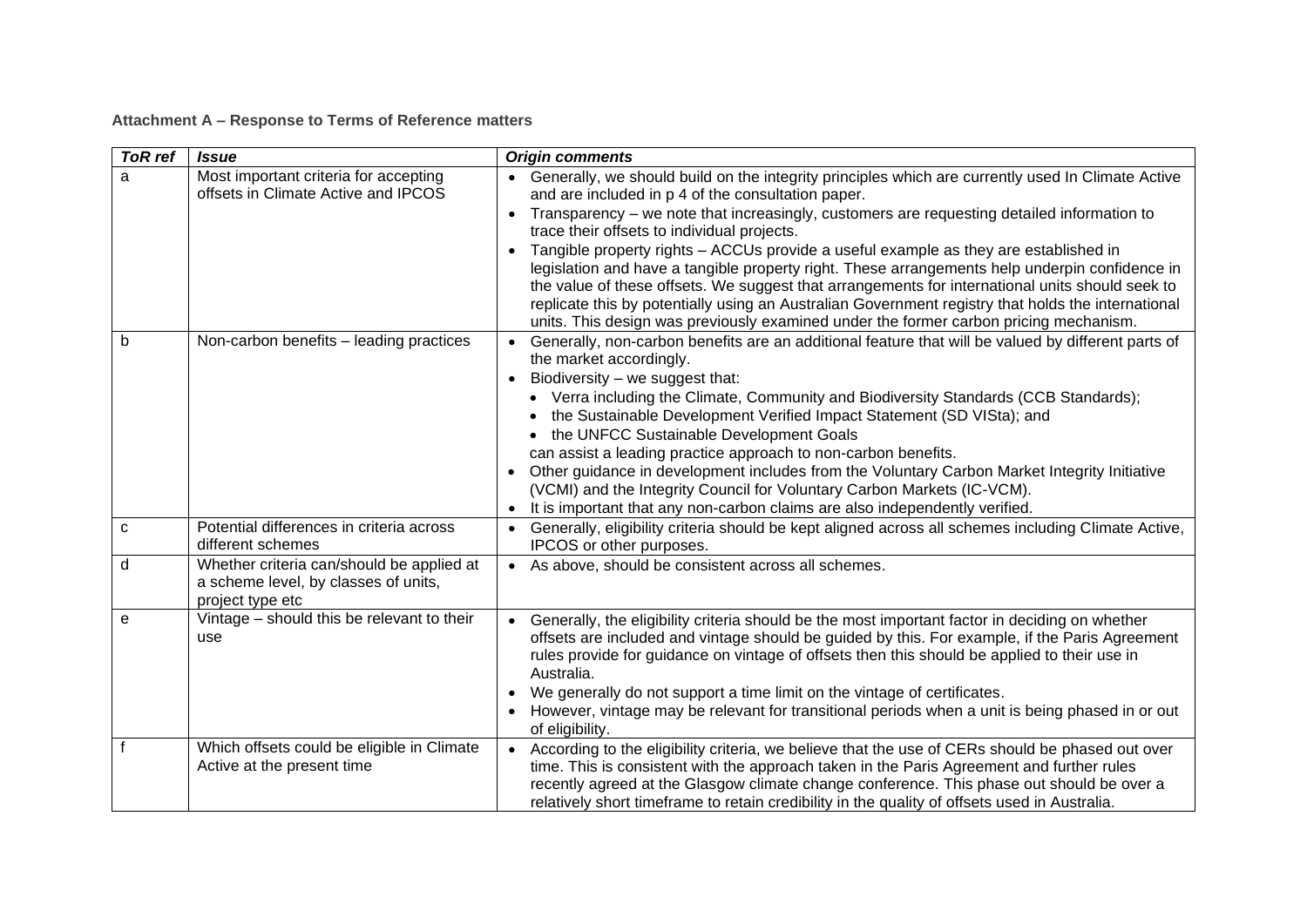**Attachment A – Response to Terms of Reference matters**

| *ToR ref* | *Issue* | *Origin comments* |
|---|---|---|
| a | Most important criteria for accepting offsets in Climate Active and IPCOS | • Generally, we should build on the integrity principles which are currently used In Climate Active and are included in p 4 of the consultation paper.<br>• Transparency – we note that increasingly, customers are requesting detailed information to trace their offsets to individual projects.<br>• Tangible property rights – ACCUs provide a useful example as they are established in legislation and have a tangible property right. These arrangements help underpin confidence in the value of these offsets. We suggest that arrangements for international units should seek to replicate this by potentially using an Australian Government registry that holds the international units. This design was previously examined under the former carbon pricing mechanism. |
| b | Non-carbon benefits – leading practices | • Generally, non-carbon benefits are an additional feature that will be valued by different parts of the market accordingly.<br>• Biodiversity – we suggest that:<br>  • Verra including the Climate, Community and Biodiversity Standards (CCB Standards);<br>  • the Sustainable Development Verified Impact Statement (SD VISta); and<br>  • the UNFCC Sustainable Development Goals<br>can assist a leading practice approach to non-carbon benefits.<br>• Other guidance in development includes from the Voluntary Carbon Market Integrity Initiative (VCMI) and the Integrity Council for Voluntary Carbon Markets (IC-VCM).<br>• It is important that any non-carbon claims are also independently verified. |
| c | Potential differences in criteria across different schemes | • Generally, eligibility criteria should be kept aligned across all schemes including Climate Active, IPCOS or other purposes. |
| d | Whether criteria can/should be applied at a scheme level, by classes of units, project type etc | • As above, should be consistent across all schemes. |
| e | Vintage – should this be relevant to their use | • Generally, the eligibility criteria should be the most important factor in deciding on whether offsets are included and vintage should be guided by this. For example, if the Paris Agreement rules provide for guidance on vintage of offsets then this should be applied to their use in Australia.<br>• We generally do not support a time limit on the vintage of certificates.<br>• However, vintage may be relevant for transitional periods when a unit is being phased in or out of eligibility. |
| f | Which offsets could be eligible in Climate Active at the present time | • According to the eligibility criteria, we believe that the use of CERs should be phased out over time. This is consistent with the approach taken in the Paris Agreement and further rules recently agreed at the Glasgow climate change conference. This phase out should be over a relatively short timeframe to retain credibility in the quality of offsets used in Australia. |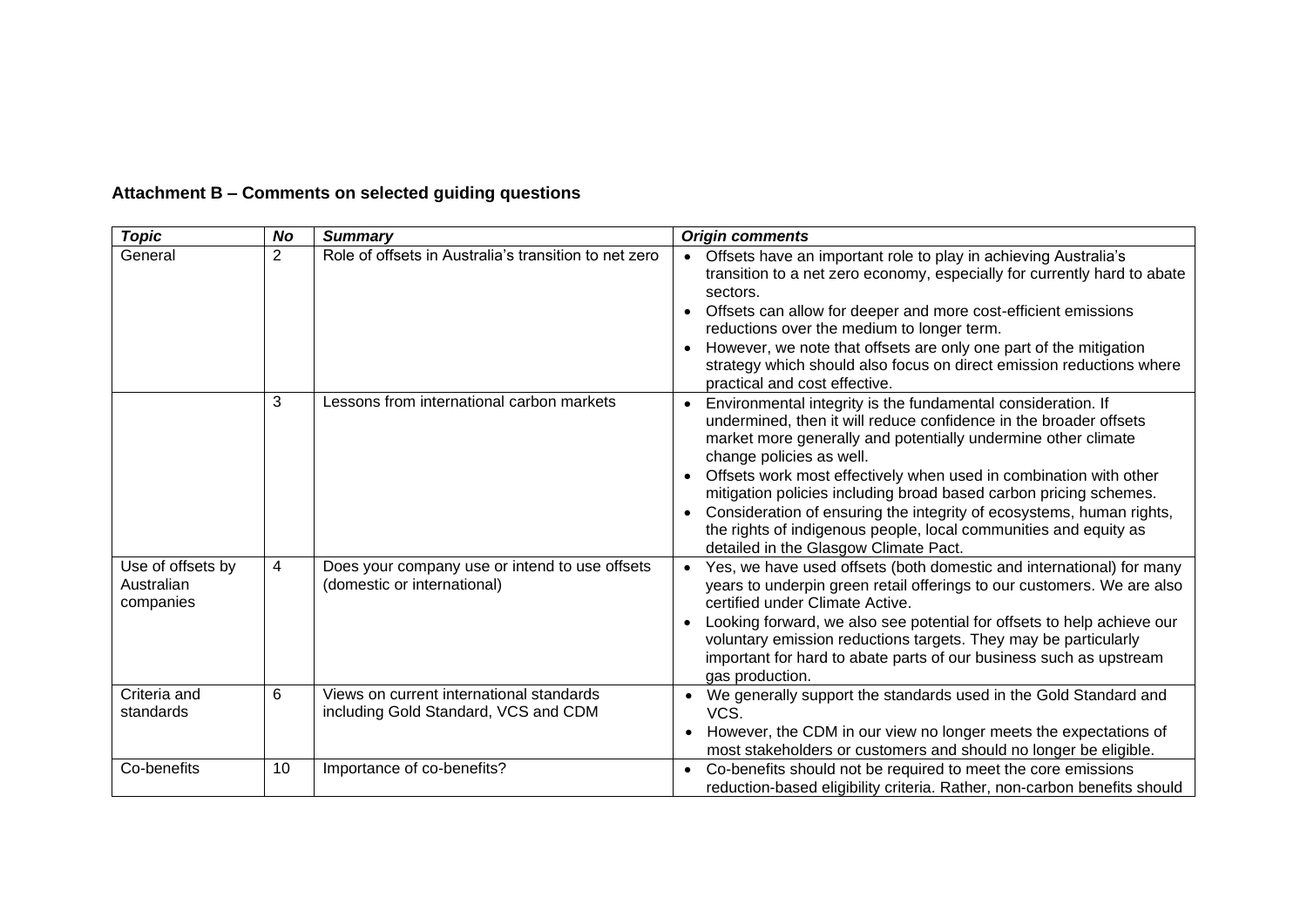**Attachment B – Comments on selected guiding questions**

| ***Topic*** | ***No*** | ***Summary*** | ***Origin comments*** |
| --- | --- | --- | --- |
| General | 2 | Role of offsets in Australia's transition to net zero | • Offsets have an important role to play in achieving Australia's transition to a net zero economy, especially for currently hard to abate sectors. <br> • Offsets can allow for deeper and more cost-efficient emissions reductions over the medium to longer term. <br> • However, we note that offsets are only one part of the mitigation strategy which should also focus on direct emission reductions where practical and cost effective. |
| | 3 | Lessons from international carbon markets | • Environmental integrity is the fundamental consideration. If undermined, then it will reduce confidence in the broader offsets market more generally and potentially undermine other climate change policies as well. <br> • Offsets work most effectively when used in combination with other mitigation policies including broad based carbon pricing schemes. <br> • Consideration of ensuring the integrity of ecosystems, human rights, the rights of indigenous people, local communities and equity as detailed in the Glasgow Climate Pact. |
| Use of offsets by Australian companies | 4 | Does your company use or intend to use offsets (domestic or international) | • Yes, we have used offsets (both domestic and international) for many years to underpin green retail offerings to our customers. We are also certified under Climate Active. <br> • Looking forward, we also see potential for offsets to help achieve our voluntary emission reductions targets. They may be particularly important for hard to abate parts of our business such as upstream gas production. |
| Criteria and standards | 6 | Views on current international standards including Gold Standard, VCS and CDM | • We generally support the standards used in the Gold Standard and VCS. <br> • However, the CDM in our view no longer meets the expectations of most stakeholders or customers and should no longer be eligible. |
| Co-benefits | 10 | Importance of co-benefits? | • Co-benefits should not be required to meet the core emissions reduction-based eligibility criteria. Rather, non-carbon benefits should |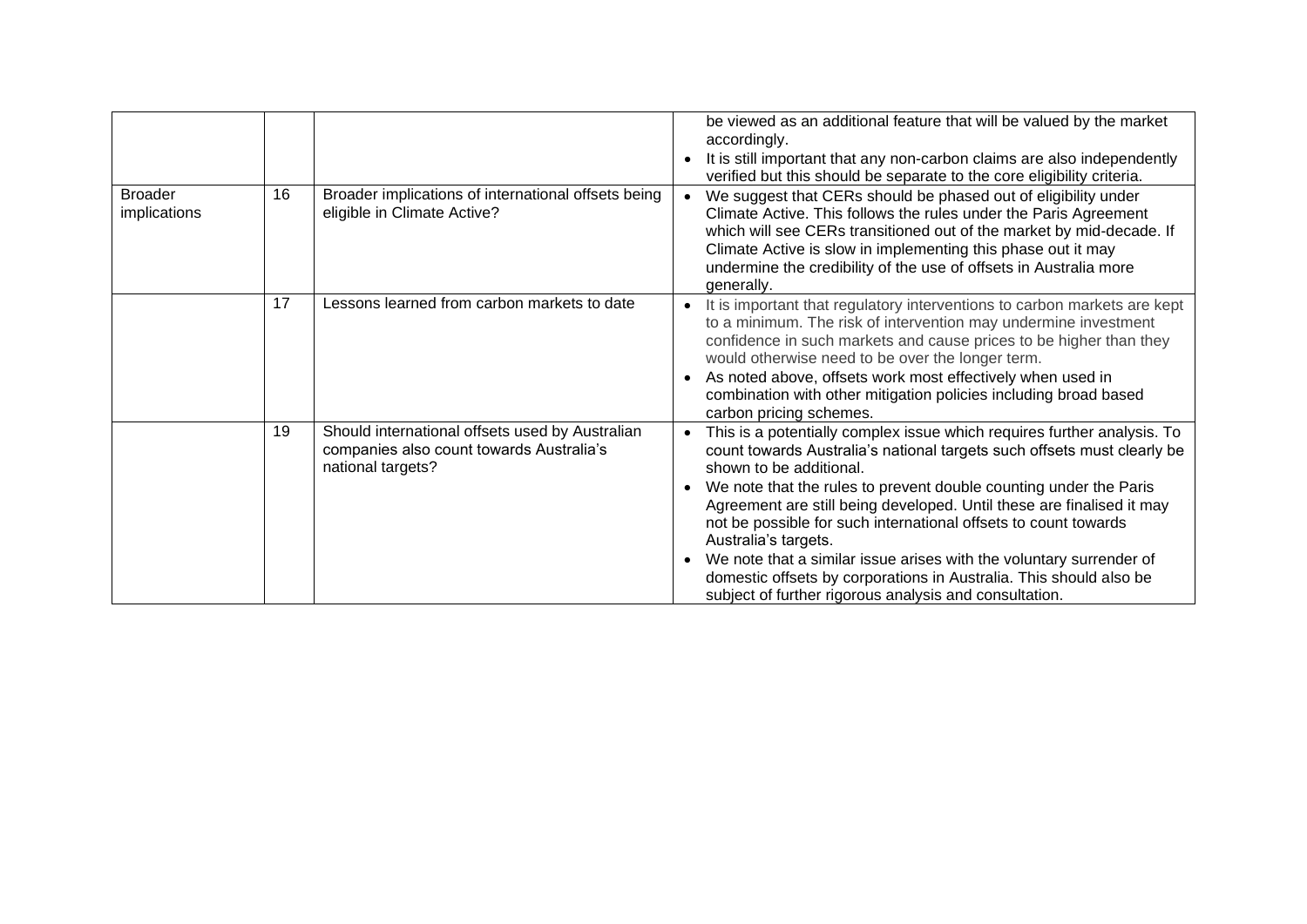| | | | |
|---|---|---|---|
| | | | be viewed as an additional feature that will be valued by the market accordingly.<br>• It is still important that any non-carbon claims are also independently verified but this should be separate to the core eligibility criteria. |
| Broader implications | 16 | Broader implications of international offsets being eligible in Climate Active? | • We suggest that CERs should be phased out of eligibility under Climate Active. This follows the rules under the Paris Agreement which will see CERs transitioned out of the market by mid-decade. If Climate Active is slow in implementing this phase out it may undermine the credibility of the use of offsets in Australia more generally. |
| | 17 | Lessons learned from carbon markets to date | • It is important that regulatory interventions to carbon markets are kept to a minimum. The risk of intervention may undermine investment confidence in such markets and cause prices to be higher than they would otherwise need to be over the longer term.<br>• As noted above, offsets work most effectively when used in combination with other mitigation policies including broad based carbon pricing schemes. |
| | 19 | Should international offsets used by Australian companies also count towards Australia's national targets? | • This is a potentially complex issue which requires further analysis. To count towards Australia's national targets such offsets must clearly be shown to be additional.<br>• We note that the rules to prevent double counting under the Paris Agreement are still being developed. Until these are finalised it may not be possible for such international offsets to count towards Australia's targets.<br>• We note that a similar issue arises with the voluntary surrender of domestic offsets by corporations in Australia. This should also be subject of further rigorous analysis and consultation. |